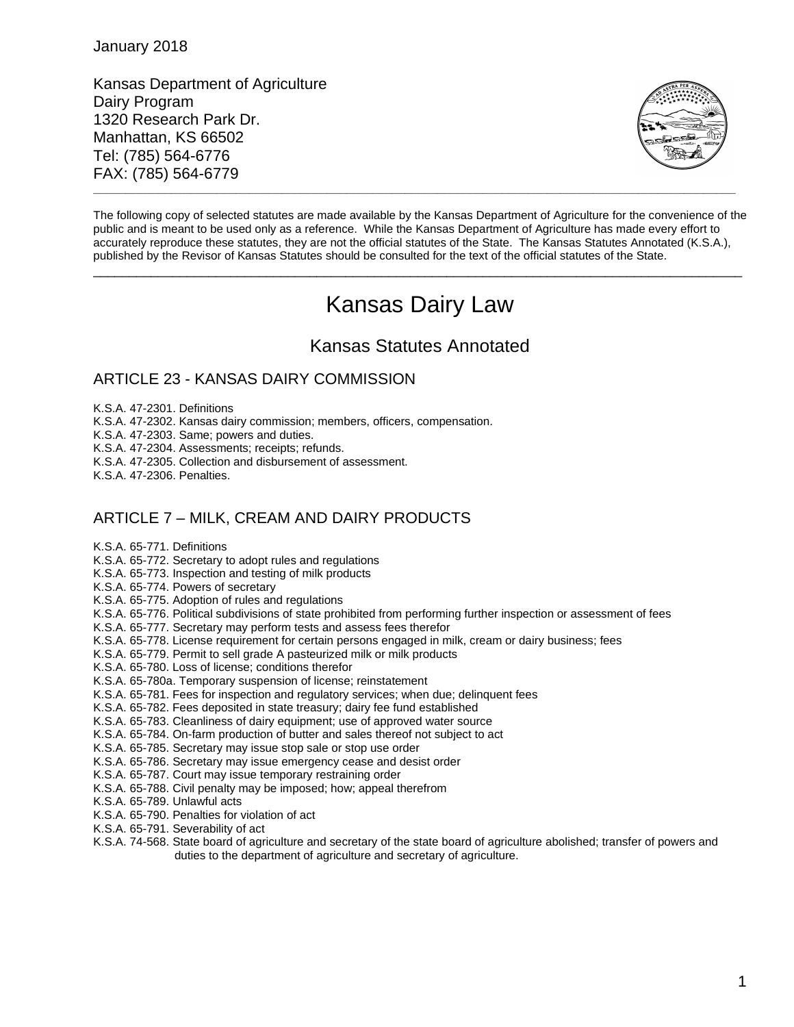January 2018

Kansas Department of Agriculture
Dairy Program
1320 Research Park Dr.
Manhattan, KS 66502
Tel: (785) 564-6776
FAX: (785) 564-6779

---

The following copy of selected statutes are made available by the Kansas Department of Agriculture for the convenience of the public and is meant to be used only as a reference. While the Kansas Department of Agriculture has made every effort to accurately reproduce these statutes, they are not the official statutes of the State. The Kansas Statutes Annotated (K.S.A.), published by the Revisor of Kansas Statutes should be consulted for the text of the official statutes of the State.

---

# Kansas Dairy Law

## Kansas Statutes Annotated

### ARTICLE 23 - KANSAS DAIRY COMMISSION

K.S.A. 47-2301. Definitions
K.S.A. 47-2302. Kansas dairy commission; members, officers, compensation.
K.S.A. 47-2303. Same; powers and duties.
K.S.A. 47-2304. Assessments; receipts; refunds.
K.S.A. 47-2305. Collection and disbursement of assessment.
K.S.A. 47-2306. Penalties.

### ARTICLE 7 – MILK, CREAM AND DAIRY PRODUCTS

K.S.A. 65-771. Definitions
K.S.A. 65-772. Secretary to adopt rules and regulations
K.S.A. 65-773. Inspection and testing of milk products
K.S.A. 65-774. Powers of secretary
K.S.A. 65-775. Adoption of rules and regulations
K.S.A. 65-776. Political subdivisions of state prohibited from performing further inspection or assessment of fees
K.S.A. 65-777. Secretary may perform tests and assess fees therefor
K.S.A. 65-778. License requirement for certain persons engaged in milk, cream or dairy business; fees
K.S.A. 65-779. Permit to sell grade A pasteurized milk or milk products
K.S.A. 65-780. Loss of license; conditions therefor
K.S.A. 65-780a. Temporary suspension of license; reinstatement
K.S.A. 65-781. Fees for inspection and regulatory services; when due; delinquent fees
K.S.A. 65-782. Fees deposited in state treasury; dairy fee fund established
K.S.A. 65-783. Cleanliness of dairy equipment; use of approved water source
K.S.A. 65-784. On-farm production of butter and sales thereof not subject to act
K.S.A. 65-785. Secretary may issue stop sale or stop use order
K.S.A. 65-786. Secretary may issue emergency cease and desist order
K.S.A. 65-787. Court may issue temporary restraining order
K.S.A. 65-788. Civil penalty may be imposed; how; appeal therefrom
K.S.A. 65-789. Unlawful acts
K.S.A. 65-790. Penalties for violation of act
K.S.A. 65-791. Severability of act
K.S.A. 74-568. State board of agriculture and secretary of the state board of agriculture abolished; transfer of powers and duties to the department of agriculture and secretary of agriculture.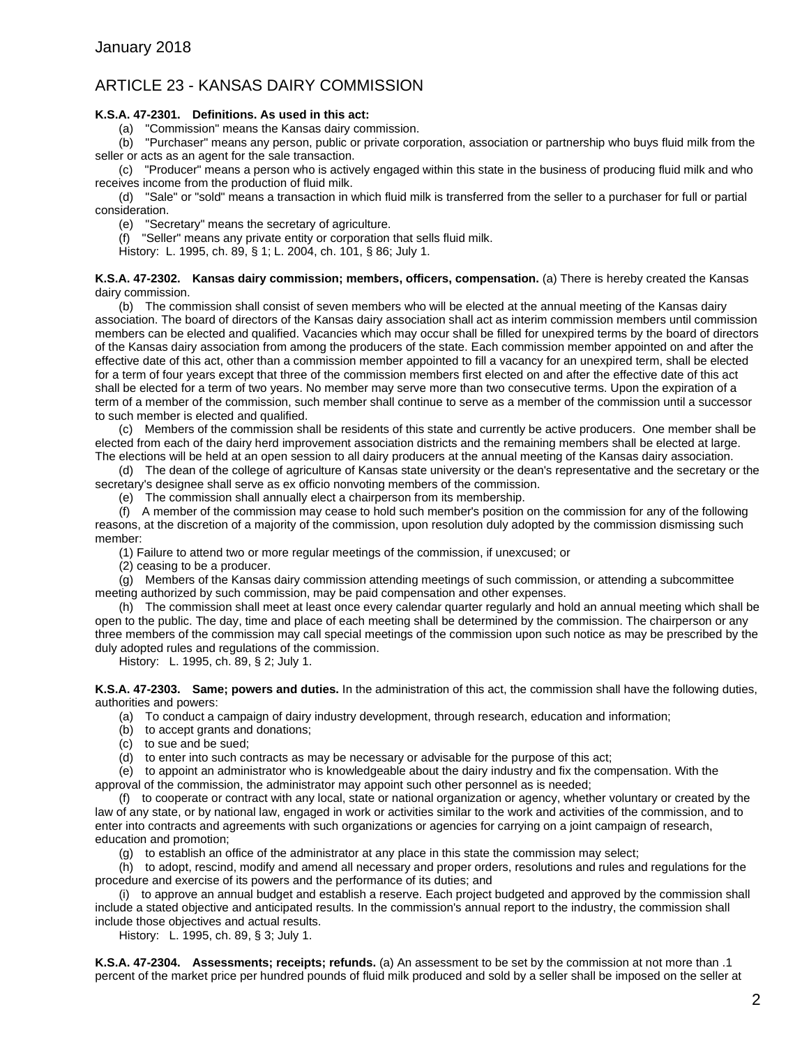January 2018

## ARTICLE 23 - KANSAS DAIRY COMMISSION

**K.S.A. 47-2301. Definitions. As used in this act:**

(a) "Commission" means the Kansas dairy commission.

(b) "Purchaser" means any person, public or private corporation, association or partnership who buys fluid milk from the seller or acts as an agent for the sale transaction.

(c) "Producer" means a person who is actively engaged within this state in the business of producing fluid milk and who receives income from the production of fluid milk.

(d) "Sale" or "sold" means a transaction in which fluid milk is transferred from the seller to a purchaser for full or partial consideration.

(e) "Secretary" means the secretary of agriculture.

(f) "Seller" means any private entity or corporation that sells fluid milk.

History: L. 1995, ch. 89, § 1; L. 2004, ch. 101, § 86; July 1.

**K.S.A. 47-2302. Kansas dairy commission; members, officers, compensation.** (a) There is hereby created the Kansas dairy commission.

(b) The commission shall consist of seven members who will be elected at the annual meeting of the Kansas dairy association. The board of directors of the Kansas dairy association shall act as interim commission members until commission members can be elected and qualified. Vacancies which may occur shall be filled for unexpired terms by the board of directors of the Kansas dairy association from among the producers of the state. Each commission member appointed on and after the effective date of this act, other than a commission member appointed to fill a vacancy for an unexpired term, shall be elected for a term of four years except that three of the commission members first elected on and after the effective date of this act shall be elected for a term of two years. No member may serve more than two consecutive terms. Upon the expiration of a term of a member of the commission, such member shall continue to serve as a member of the commission until a successor to such member is elected and qualified.

(c) Members of the commission shall be residents of this state and currently be active producers. One member shall be elected from each of the dairy herd improvement association districts and the remaining members shall be elected at large. The elections will be held at an open session to all dairy producers at the annual meeting of the Kansas dairy association.

(d) The dean of the college of agriculture of Kansas state university or the dean's representative and the secretary or the secretary's designee shall serve as ex officio nonvoting members of the commission.

(e) The commission shall annually elect a chairperson from its membership.

(f) A member of the commission may cease to hold such member's position on the commission for any of the following reasons, at the discretion of a majority of the commission, upon resolution duly adopted by the commission dismissing such member:

(1) Failure to attend two or more regular meetings of the commission, if unexcused; or

(2) ceasing to be a producer.

(g) Members of the Kansas dairy commission attending meetings of such commission, or attending a subcommittee meeting authorized by such commission, may be paid compensation and other expenses.

(h) The commission shall meet at least once every calendar quarter regularly and hold an annual meeting which shall be open to the public. The day, time and place of each meeting shall be determined by the commission. The chairperson or any three members of the commission may call special meetings of the commission upon such notice as may be prescribed by the duly adopted rules and regulations of the commission.

History: L. 1995, ch. 89, § 2; July 1.

**K.S.A. 47-2303. Same; powers and duties.** In the administration of this act, the commission shall have the following duties, authorities and powers:

(a) To conduct a campaign of dairy industry development, through research, education and information;

(b) to accept grants and donations;

(c) to sue and be sued;

(d) to enter into such contracts as may be necessary or advisable for the purpose of this act;

(e) to appoint an administrator who is knowledgeable about the dairy industry and fix the compensation. With the approval of the commission, the administrator may appoint such other personnel as is needed;

(f) to cooperate or contract with any local, state or national organization or agency, whether voluntary or created by the law of any state, or by national law, engaged in work or activities similar to the work and activities of the commission, and to enter into contracts and agreements with such organizations or agencies for carrying on a joint campaign of research, education and promotion;

(g) to establish an office of the administrator at any place in this state the commission may select;

(h) to adopt, rescind, modify and amend all necessary and proper orders, resolutions and rules and regulations for the procedure and exercise of its powers and the performance of its duties; and

(i) to approve an annual budget and establish a reserve. Each project budgeted and approved by the commission shall include a stated objective and anticipated results. In the commission's annual report to the industry, the commission shall include those objectives and actual results.

History: L. 1995, ch. 89, § 3; July 1.

**K.S.A. 47-2304. Assessments; receipts; refunds.** (a) An assessment to be set by the commission at not more than .1 percent of the market price per hundred pounds of fluid milk produced and sold by a seller shall be imposed on the seller at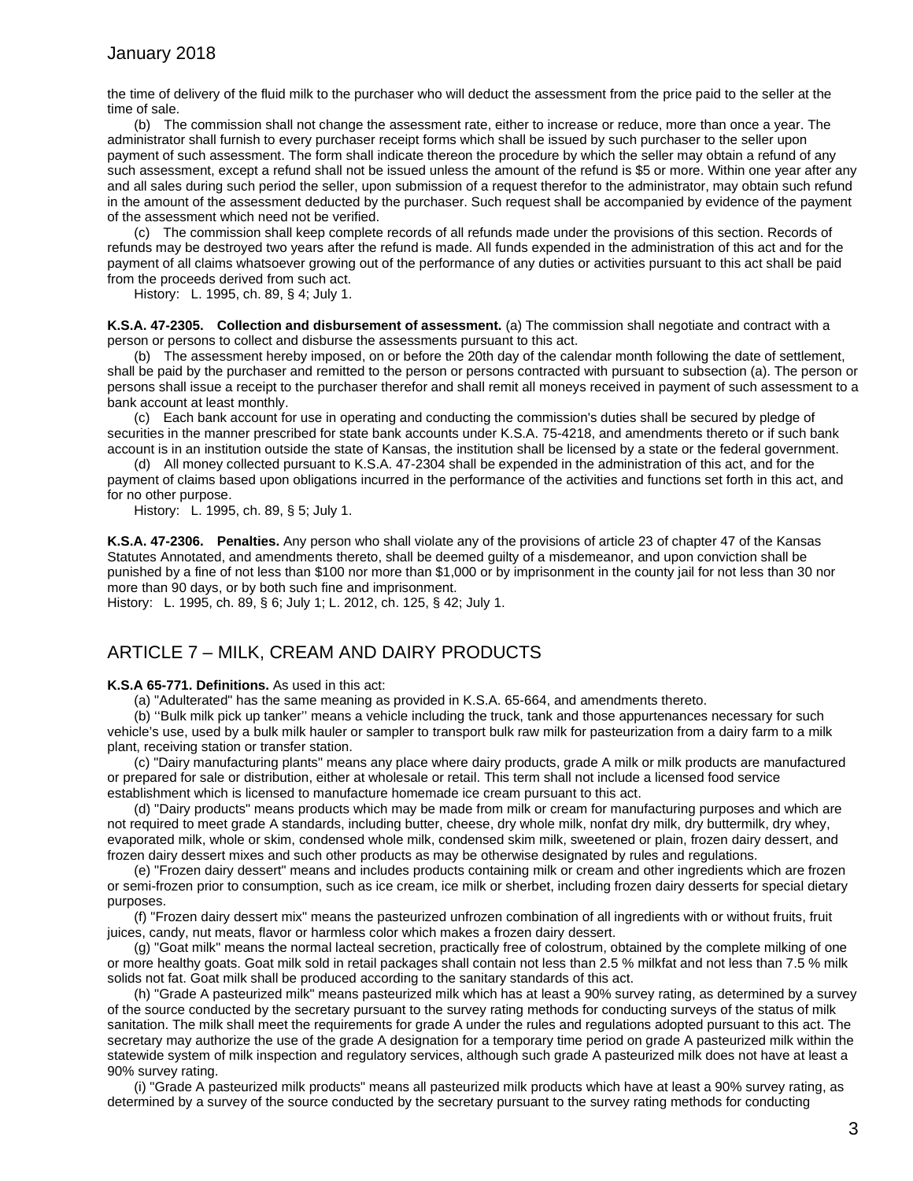the time of delivery of the fluid milk to the purchaser who will deduct the assessment from the price paid to the seller at the time of sale.

(b) The commission shall not change the assessment rate, either to increase or reduce, more than once a year. The administrator shall furnish to every purchaser receipt forms which shall be issued by such purchaser to the seller upon payment of such assessment. The form shall indicate thereon the procedure by which the seller may obtain a refund of any such assessment, except a refund shall not be issued unless the amount of the refund is $5 or more. Within one year after any and all sales during such period the seller, upon submission of a request therefor to the administrator, may obtain such refund in the amount of the assessment deducted by the purchaser. Such request shall be accompanied by evidence of the payment of the assessment which need not be verified.

(c) The commission shall keep complete records of all refunds made under the provisions of this section. Records of refunds may be destroyed two years after the refund is made. All funds expended in the administration of this act and for the payment of all claims whatsoever growing out of the performance of any duties or activities pursuant to this act shall be paid from the proceeds derived from such act.

History: L. 1995, ch. 89, § 4; July 1.

**K.S.A. 47-2305. Collection and disbursement of assessment.** (a) The commission shall negotiate and contract with a person or persons to collect and disburse the assessments pursuant to this act.

(b) The assessment hereby imposed, on or before the 20th day of the calendar month following the date of settlement, shall be paid by the purchaser and remitted to the person or persons contracted with pursuant to subsection (a). The person or persons shall issue a receipt to the purchaser therefor and shall remit all moneys received in payment of such assessment to a bank account at least monthly.

(c) Each bank account for use in operating and conducting the commission's duties shall be secured by pledge of securities in the manner prescribed for state bank accounts under K.S.A. 75-4218, and amendments thereto or if such bank account is in an institution outside the state of Kansas, the institution shall be licensed by a state or the federal government.

(d) All money collected pursuant to K.S.A. 47-2304 shall be expended in the administration of this act, and for the payment of claims based upon obligations incurred in the performance of the activities and functions set forth in this act, and for no other purpose.

History: L. 1995, ch. 89, § 5; July 1.

**K.S.A. 47-2306. Penalties.** Any person who shall violate any of the provisions of article 23 of chapter 47 of the Kansas Statutes Annotated, and amendments thereto, shall be deemed guilty of a misdemeanor, and upon conviction shall be punished by a fine of not less than $100 nor more than $1,000 or by imprisonment in the county jail for not less than 30 nor more than 90 days, or by both such fine and imprisonment.

History: L. 1995, ch. 89, § 6; July 1; L. 2012, ch. 125, § 42; July 1.

## ARTICLE 7 – MILK, CREAM AND DAIRY PRODUCTS

**K.S.A 65-771. Definitions.** As used in this act:

(a) "Adulterated" has the same meaning as provided in K.S.A. 65-664, and amendments thereto.

(b) ''Bulk milk pick up tanker'' means a vehicle including the truck, tank and those appurtenances necessary for such vehicle's use, used by a bulk milk hauler or sampler to transport bulk raw milk for pasteurization from a dairy farm to a milk plant, receiving station or transfer station.

(c) "Dairy manufacturing plants" means any place where dairy products, grade A milk or milk products are manufactured or prepared for sale or distribution, either at wholesale or retail. This term shall not include a licensed food service establishment which is licensed to manufacture homemade ice cream pursuant to this act.

(d) "Dairy products" means products which may be made from milk or cream for manufacturing purposes and which are not required to meet grade A standards, including butter, cheese, dry whole milk, nonfat dry milk, dry buttermilk, dry whey, evaporated milk, whole or skim, condensed whole milk, condensed skim milk, sweetened or plain, frozen dairy dessert, and frozen dairy dessert mixes and such other products as may be otherwise designated by rules and regulations.

(e) "Frozen dairy dessert" means and includes products containing milk or cream and other ingredients which are frozen or semi-frozen prior to consumption, such as ice cream, ice milk or sherbet, including frozen dairy desserts for special dietary purposes.

(f) "Frozen dairy dessert mix" means the pasteurized unfrozen combination of all ingredients with or without fruits, fruit juices, candy, nut meats, flavor or harmless color which makes a frozen dairy dessert.

(g) "Goat milk" means the normal lacteal secretion, practically free of colostrum, obtained by the complete milking of one or more healthy goats. Goat milk sold in retail packages shall contain not less than 2.5 % milkfat and not less than 7.5 % milk solids not fat. Goat milk shall be produced according to the sanitary standards of this act.

(h) "Grade A pasteurized milk" means pasteurized milk which has at least a 90% survey rating, as determined by a survey of the source conducted by the secretary pursuant to the survey rating methods for conducting surveys of the status of milk sanitation. The milk shall meet the requirements for grade A under the rules and regulations adopted pursuant to this act. The secretary may authorize the use of the grade A designation for a temporary time period on grade A pasteurized milk within the statewide system of milk inspection and regulatory services, although such grade A pasteurized milk does not have at least a 90% survey rating.

(i) "Grade A pasteurized milk products" means all pasteurized milk products which have at least a 90% survey rating, as determined by a survey of the source conducted by the secretary pursuant to the survey rating methods for conducting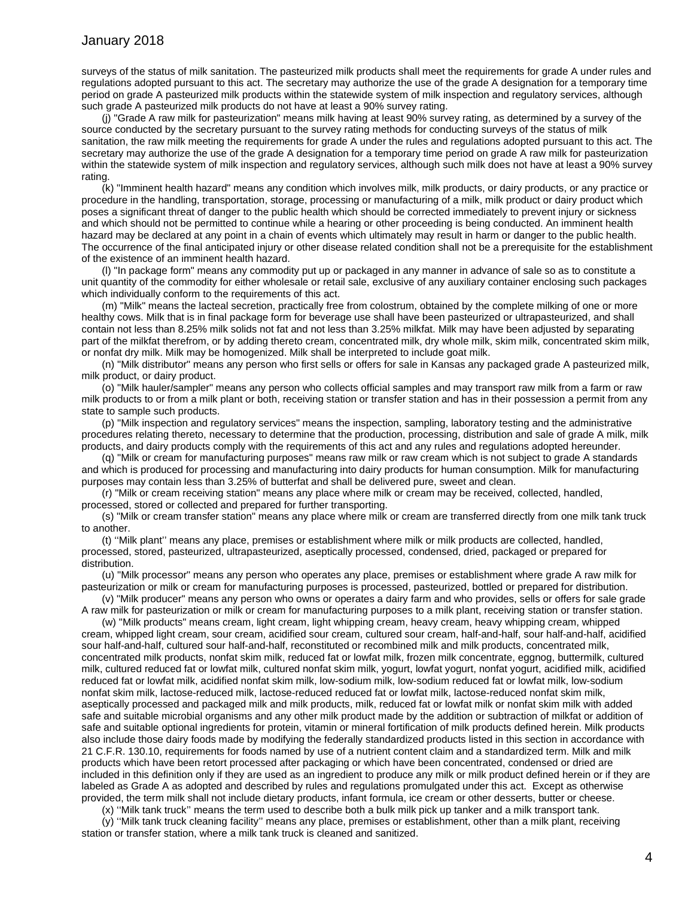surveys of the status of milk sanitation. The pasteurized milk products shall meet the requirements for grade A under rules and regulations adopted pursuant to this act. The secretary may authorize the use of the grade A designation for a temporary time period on grade A pasteurized milk products within the statewide system of milk inspection and regulatory services, although such grade A pasteurized milk products do not have at least a 90% survey rating.

(j) "Grade A raw milk for pasteurization" means milk having at least 90% survey rating, as determined by a survey of the source conducted by the secretary pursuant to the survey rating methods for conducting surveys of the status of milk sanitation, the raw milk meeting the requirements for grade A under the rules and regulations adopted pursuant to this act. The secretary may authorize the use of the grade A designation for a temporary time period on grade A raw milk for pasteurization within the statewide system of milk inspection and regulatory services, although such milk does not have at least a 90% survey rating.

(k) "Imminent health hazard" means any condition which involves milk, milk products, or dairy products, or any practice or procedure in the handling, transportation, storage, processing or manufacturing of a milk, milk product or dairy product which poses a significant threat of danger to the public health which should be corrected immediately to prevent injury or sickness and which should not be permitted to continue while a hearing or other proceeding is being conducted. An imminent health hazard may be declared at any point in a chain of events which ultimately may result in harm or danger to the public health. The occurrence of the final anticipated injury or other disease related condition shall not be a prerequisite for the establishment of the existence of an imminent health hazard.

(l) "In package form" means any commodity put up or packaged in any manner in advance of sale so as to constitute a unit quantity of the commodity for either wholesale or retail sale, exclusive of any auxiliary container enclosing such packages which individually conform to the requirements of this act.

(m) "Milk" means the lacteal secretion, practically free from colostrum, obtained by the complete milking of one or more healthy cows. Milk that is in final package form for beverage use shall have been pasteurized or ultrapasteurized, and shall contain not less than 8.25% milk solids not fat and not less than 3.25% milkfat. Milk may have been adjusted by separating part of the milkfat therefrom, or by adding thereto cream, concentrated milk, dry whole milk, skim milk, concentrated skim milk, or nonfat dry milk. Milk may be homogenized. Milk shall be interpreted to include goat milk.

(n) "Milk distributor" means any person who first sells or offers for sale in Kansas any packaged grade A pasteurized milk, milk product, or dairy product.

(o) "Milk hauler/sampler" means any person who collects official samples and may transport raw milk from a farm or raw milk products to or from a milk plant or both, receiving station or transfer station and has in their possession a permit from any state to sample such products.

(p) "Milk inspection and regulatory services" means the inspection, sampling, laboratory testing and the administrative procedures relating thereto, necessary to determine that the production, processing, distribution and sale of grade A milk, milk products, and dairy products comply with the requirements of this act and any rules and regulations adopted hereunder.

(q) "Milk or cream for manufacturing purposes" means raw milk or raw cream which is not subject to grade A standards and which is produced for processing and manufacturing into dairy products for human consumption. Milk for manufacturing purposes may contain less than 3.25% of butterfat and shall be delivered pure, sweet and clean.

(r) "Milk or cream receiving station" means any place where milk or cream may be received, collected, handled, processed, stored or collected and prepared for further transporting.

(s) "Milk or cream transfer station" means any place where milk or cream are transferred directly from one milk tank truck to another.

(t) ''Milk plant'' means any place, premises or establishment where milk or milk products are collected, handled, processed, stored, pasteurized, ultrapasteurized, aseptically processed, condensed, dried, packaged or prepared for distribution.

(u) "Milk processor" means any person who operates any place, premises or establishment where grade A raw milk for pasteurization or milk or cream for manufacturing purposes is processed, pasteurized, bottled or prepared for distribution.

(v) "Milk producer" means any person who owns or operates a dairy farm and who provides, sells or offers for sale grade A raw milk for pasteurization or milk or cream for manufacturing purposes to a milk plant, receiving station or transfer station.

(w) "Milk products" means cream, light cream, light whipping cream, heavy cream, heavy whipping cream, whipped cream, whipped light cream, sour cream, acidified sour cream, cultured sour cream, half-and-half, sour half-and-half, acidified sour half-and-half, cultured sour half-and-half, reconstituted or recombined milk and milk products, concentrated milk, concentrated milk products, nonfat skim milk, reduced fat or lowfat milk, frozen milk concentrate, eggnog, buttermilk, cultured milk, cultured reduced fat or lowfat milk, cultured nonfat skim milk, yogurt, lowfat yogurt, nonfat yogurt, acidified milk, acidified reduced fat or lowfat milk, acidified nonfat skim milk, low-sodium milk, low-sodium reduced fat or lowfat milk, low-sodium nonfat skim milk, lactose-reduced milk, lactose-reduced reduced fat or lowfat milk, lactose-reduced nonfat skim milk, aseptically processed and packaged milk and milk products, milk, reduced fat or lowfat milk or nonfat skim milk with added safe and suitable microbial organisms and any other milk product made by the addition or subtraction of milkfat or addition of safe and suitable optional ingredients for protein, vitamin or mineral fortification of milk products defined herein. Milk products also include those dairy foods made by modifying the federally standardized products listed in this section in accordance with 21 C.F.R. 130.10, requirements for foods named by use of a nutrient content claim and a standardized term. Milk and milk products which have been retort processed after packaging or which have been concentrated, condensed or dried are included in this definition only if they are used as an ingredient to produce any milk or milk product defined herein or if they are labeled as Grade A as adopted and described by rules and regulations promulgated under this act. Except as otherwise provided, the term milk shall not include dietary products, infant formula, ice cream or other desserts, butter or cheese.

(x) ''Milk tank truck'' means the term used to describe both a bulk milk pick up tanker and a milk transport tank.

(y) ''Milk tank truck cleaning facility'' means any place, premises or establishment, other than a milk plant, receiving station or transfer station, where a milk tank truck is cleaned and sanitized.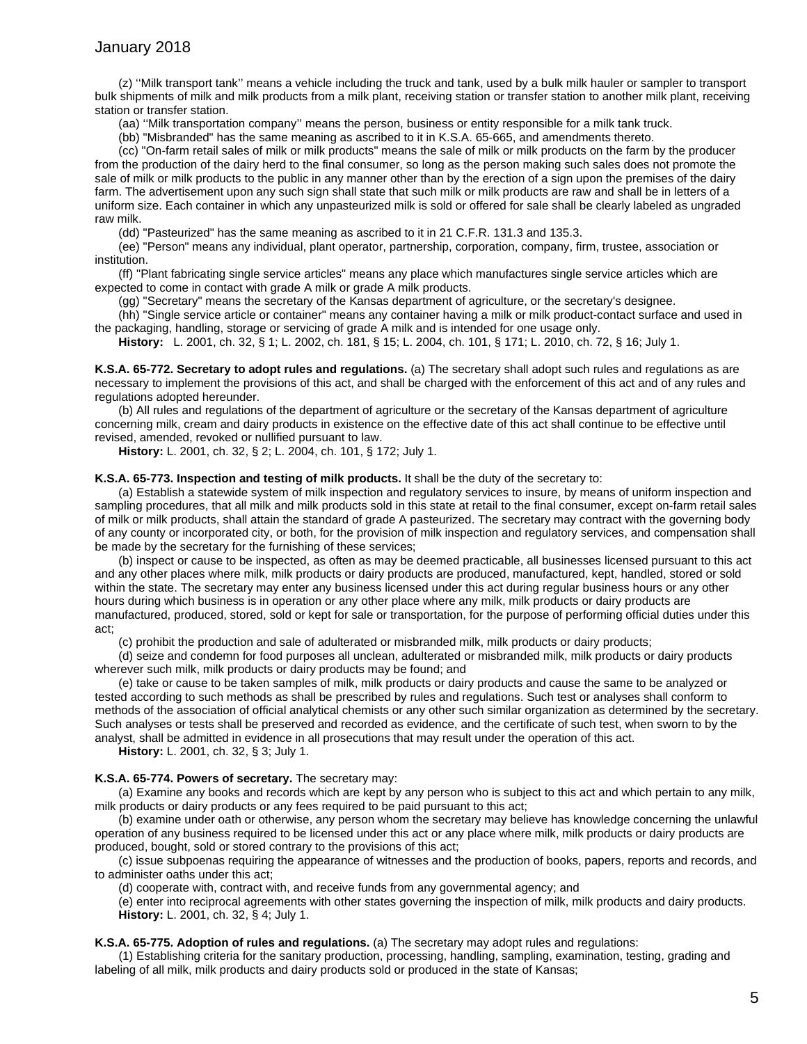(z) ''Milk transport tank'' means a vehicle including the truck and tank, used by a bulk milk hauler or sampler to transport bulk shipments of milk and milk products from a milk plant, receiving station or transfer station to another milk plant, receiving station or transfer station.

(aa) ''Milk transportation company'' means the person, business or entity responsible for a milk tank truck.

(bb) "Misbranded" has the same meaning as ascribed to it in K.S.A. 65-665, and amendments thereto.

(cc) "On-farm retail sales of milk or milk products" means the sale of milk or milk products on the farm by the producer from the production of the dairy herd to the final consumer, so long as the person making such sales does not promote the sale of milk or milk products to the public in any manner other than by the erection of a sign upon the premises of the dairy farm. The advertisement upon any such sign shall state that such milk or milk products are raw and shall be in letters of a uniform size. Each container in which any unpasteurized milk is sold or offered for sale shall be clearly labeled as ungraded raw milk.

(dd) "Pasteurized" has the same meaning as ascribed to it in 21 C.F.R. 131.3 and 135.3.

(ee) "Person" means any individual, plant operator, partnership, corporation, company, firm, trustee, association or institution.

(ff) "Plant fabricating single service articles" means any place which manufactures single service articles which are expected to come in contact with grade A milk or grade A milk products.

(gg) "Secretary" means the secretary of the Kansas department of agriculture, or the secretary's designee.

(hh) "Single service article or container" means any container having a milk or milk product-contact surface and used in the packaging, handling, storage or servicing of grade A milk and is intended for one usage only.

**History:** L. 2001, ch. 32, § 1; L. 2002, ch. 181, § 15; L. 2004, ch. 101, § 171; L. 2010, ch. 72, § 16; July 1.

**K.S.A. 65-772. Secretary to adopt rules and regulations.** (a) The secretary shall adopt such rules and regulations as are necessary to implement the provisions of this act, and shall be charged with the enforcement of this act and of any rules and regulations adopted hereunder.

(b) All rules and regulations of the department of agriculture or the secretary of the Kansas department of agriculture concerning milk, cream and dairy products in existence on the effective date of this act shall continue to be effective until revised, amended, revoked or nullified pursuant to law.

**History:** L. 2001, ch. 32, § 2; L. 2004, ch. 101, § 172; July 1.

**K.S.A. 65-773. Inspection and testing of milk products.** It shall be the duty of the secretary to:

(a) Establish a statewide system of milk inspection and regulatory services to insure, by means of uniform inspection and sampling procedures, that all milk and milk products sold in this state at retail to the final consumer, except on-farm retail sales of milk or milk products, shall attain the standard of grade A pasteurized. The secretary may contract with the governing body of any county or incorporated city, or both, for the provision of milk inspection and regulatory services, and compensation shall be made by the secretary for the furnishing of these services;

(b) inspect or cause to be inspected, as often as may be deemed practicable, all businesses licensed pursuant to this act and any other places where milk, milk products or dairy products are produced, manufactured, kept, handled, stored or sold within the state. The secretary may enter any business licensed under this act during regular business hours or any other hours during which business is in operation or any other place where any milk, milk products or dairy products are manufactured, produced, stored, sold or kept for sale or transportation, for the purpose of performing official duties under this act;

(c) prohibit the production and sale of adulterated or misbranded milk, milk products or dairy products;

(d) seize and condemn for food purposes all unclean, adulterated or misbranded milk, milk products or dairy products wherever such milk, milk products or dairy products may be found; and

(e) take or cause to be taken samples of milk, milk products or dairy products and cause the same to be analyzed or tested according to such methods as shall be prescribed by rules and regulations. Such test or analyses shall conform to methods of the association of official analytical chemists or any other such similar organization as determined by the secretary. Such analyses or tests shall be preserved and recorded as evidence, and the certificate of such test, when sworn to by the analyst, shall be admitted in evidence in all prosecutions that may result under the operation of this act.

**History:** L. 2001, ch. 32, § 3; July 1.

**K.S.A. 65-774. Powers of secretary.** The secretary may:

(a) Examine any books and records which are kept by any person who is subject to this act and which pertain to any milk, milk products or dairy products or any fees required to be paid pursuant to this act;

(b) examine under oath or otherwise, any person whom the secretary may believe has knowledge concerning the unlawful operation of any business required to be licensed under this act or any place where milk, milk products or dairy products are produced, bought, sold or stored contrary to the provisions of this act;

(c) issue subpoenas requiring the appearance of witnesses and the production of books, papers, reports and records, and to administer oaths under this act;

(d) cooperate with, contract with, and receive funds from any governmental agency; and

(e) enter into reciprocal agreements with other states governing the inspection of milk, milk products and dairy products.

**History:** L. 2001, ch. 32, § 4; July 1.

**K.S.A. 65-775. Adoption of rules and regulations.** (a) The secretary may adopt rules and regulations:

(1) Establishing criteria for the sanitary production, processing, handling, sampling, examination, testing, grading and labeling of all milk, milk products and dairy products sold or produced in the state of Kansas;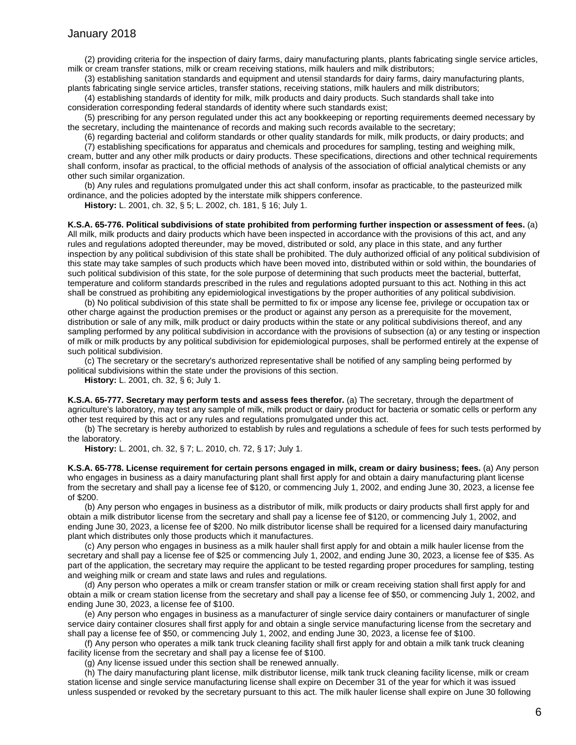(2) providing criteria for the inspection of dairy farms, dairy manufacturing plants, plants fabricating single service articles, milk or cream transfer stations, milk or cream receiving stations, milk haulers and milk distributors;

(3) establishing sanitation standards and equipment and utensil standards for dairy farms, dairy manufacturing plants, plants fabricating single service articles, transfer stations, receiving stations, milk haulers and milk distributors;

(4) establishing standards of identity for milk, milk products and dairy products. Such standards shall take into consideration corresponding federal standards of identity where such standards exist;

(5) prescribing for any person regulated under this act any bookkeeping or reporting requirements deemed necessary by the secretary, including the maintenance of records and making such records available to the secretary;

(6) regarding bacterial and coliform standards or other quality standards for milk, milk products, or dairy products; and

(7) establishing specifications for apparatus and chemicals and procedures for sampling, testing and weighing milk, cream, butter and any other milk products or dairy products. These specifications, directions and other technical requirements shall conform, insofar as practical, to the official methods of analysis of the association of official analytical chemists or any other such similar organization.

(b) Any rules and regulations promulgated under this act shall conform, insofar as practicable, to the pasteurized milk ordinance, and the policies adopted by the interstate milk shippers conference.

**History:** L. 2001, ch. 32, § 5; L. 2002, ch. 181, § 16; July 1.

**K.S.A. 65-776. Political subdivisions of state prohibited from performing further inspection or assessment of fees.** (a) All milk, milk products and dairy products which have been inspected in accordance with the provisions of this act, and any rules and regulations adopted thereunder, may be moved, distributed or sold, any place in this state, and any further inspection by any political subdivision of this state shall be prohibited. The duly authorized official of any political subdivision of this state may take samples of such products which have been moved into, distributed within or sold within, the boundaries of such political subdivision of this state, for the sole purpose of determining that such products meet the bacterial, butterfat, temperature and coliform standards prescribed in the rules and regulations adopted pursuant to this act. Nothing in this act shall be construed as prohibiting any epidemiological investigations by the proper authorities of any political subdivision.

(b) No political subdivision of this state shall be permitted to fix or impose any license fee, privilege or occupation tax or other charge against the production premises or the product or against any person as a prerequisite for the movement, distribution or sale of any milk, milk product or dairy products within the state or any political subdivisions thereof, and any sampling performed by any political subdivision in accordance with the provisions of subsection (a) or any testing or inspection of milk or milk products by any political subdivision for epidemiological purposes, shall be performed entirely at the expense of such political subdivision.

(c) The secretary or the secretary's authorized representative shall be notified of any sampling being performed by political subdivisions within the state under the provisions of this section.

**History:** L. 2001, ch. 32, § 6; July 1.

**K.S.A. 65-777. Secretary may perform tests and assess fees therefor.** (a) The secretary, through the department of agriculture's laboratory, may test any sample of milk, milk product or dairy product for bacteria or somatic cells or perform any other test required by this act or any rules and regulations promulgated under this act.

(b) The secretary is hereby authorized to establish by rules and regulations a schedule of fees for such tests performed by the laboratory.

**History:** L. 2001, ch. 32, § 7; L. 2010, ch. 72, § 17; July 1.

**K.S.A. 65-778. License requirement for certain persons engaged in milk, cream or dairy business; fees.** (a) Any person who engages in business as a dairy manufacturing plant shall first apply for and obtain a dairy manufacturing plant license from the secretary and shall pay a license fee of $120, or commencing July 1, 2002, and ending June 30, 2023, a license fee of $200.

(b) Any person who engages in business as a distributor of milk, milk products or dairy products shall first apply for and obtain a milk distributor license from the secretary and shall pay a license fee of $120, or commencing July 1, 2002, and ending June 30, 2023, a license fee of $200. No milk distributor license shall be required for a licensed dairy manufacturing plant which distributes only those products which it manufactures.

(c) Any person who engages in business as a milk hauler shall first apply for and obtain a milk hauler license from the secretary and shall pay a license fee of $25 or commencing July 1, 2002, and ending June 30, 2023, a license fee of $35. As part of the application, the secretary may require the applicant to be tested regarding proper procedures for sampling, testing and weighing milk or cream and state laws and rules and regulations.

(d) Any person who operates a milk or cream transfer station or milk or cream receiving station shall first apply for and obtain a milk or cream station license from the secretary and shall pay a license fee of $50, or commencing July 1, 2002, and ending June 30, 2023, a license fee of $100.

(e) Any person who engages in business as a manufacturer of single service dairy containers or manufacturer of single service dairy container closures shall first apply for and obtain a single service manufacturing license from the secretary and shall pay a license fee of $50, or commencing July 1, 2002, and ending June 30, 2023, a license fee of $100.

(f) Any person who operates a milk tank truck cleaning facility shall first apply for and obtain a milk tank truck cleaning facility license from the secretary and shall pay a license fee of $100.

(g) Any license issued under this section shall be renewed annually.

(h) The dairy manufacturing plant license, milk distributor license, milk tank truck cleaning facility license, milk or cream station license and single service manufacturing license shall expire on December 31 of the year for which it was issued unless suspended or revoked by the secretary pursuant to this act. The milk hauler license shall expire on June 30 following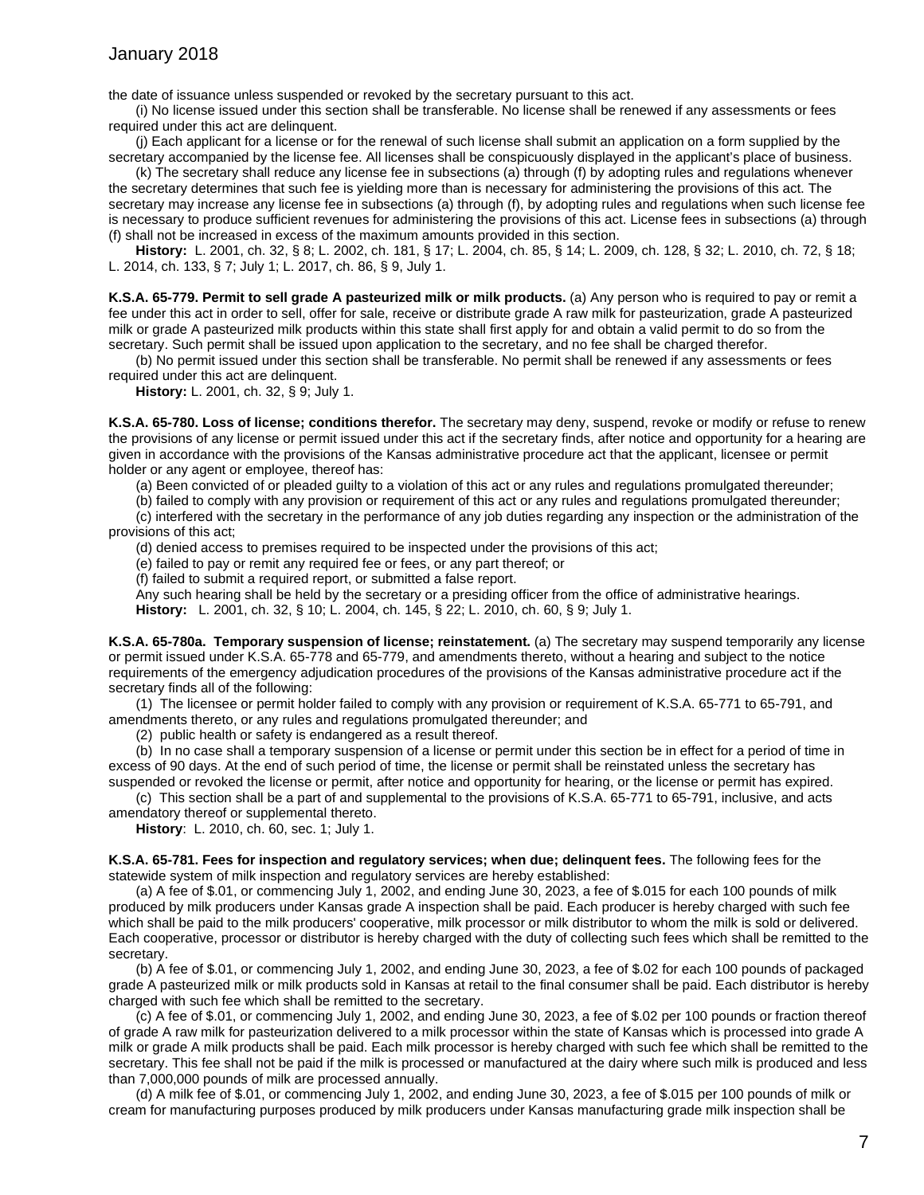the date of issuance unless suspended or revoked by the secretary pursuant to this act.

(i) No license issued under this section shall be transferable. No license shall be renewed if any assessments or fees required under this act are delinquent.

(j) Each applicant for a license or for the renewal of such license shall submit an application on a form supplied by the secretary accompanied by the license fee. All licenses shall be conspicuously displayed in the applicant's place of business.

(k) The secretary shall reduce any license fee in subsections (a) through (f) by adopting rules and regulations whenever the secretary determines that such fee is yielding more than is necessary for administering the provisions of this act. The secretary may increase any license fee in subsections (a) through (f), by adopting rules and regulations when such license fee is necessary to produce sufficient revenues for administering the provisions of this act. License fees in subsections (a) through (f) shall not be increased in excess of the maximum amounts provided in this section.

**History:** L. 2001, ch. 32, § 8; L. 2002, ch. 181, § 17; L. 2004, ch. 85, § 14; L. 2009, ch. 128, § 32; L. 2010, ch. 72, § 18; L. 2014, ch. 133, § 7; July 1; L. 2017, ch. 86, § 9, July 1.

**K.S.A. 65-779. Permit to sell grade A pasteurized milk or milk products.** (a) Any person who is required to pay or remit a fee under this act in order to sell, offer for sale, receive or distribute grade A raw milk for pasteurization, grade A pasteurized milk or grade A pasteurized milk products within this state shall first apply for and obtain a valid permit to do so from the secretary. Such permit shall be issued upon application to the secretary, and no fee shall be charged therefor.

(b) No permit issued under this section shall be transferable. No permit shall be renewed if any assessments or fees required under this act are delinquent.

**History:** L. 2001, ch. 32, § 9; July 1.

**K.S.A. 65-780. Loss of license; conditions therefor.** The secretary may deny, suspend, revoke or modify or refuse to renew the provisions of any license or permit issued under this act if the secretary finds, after notice and opportunity for a hearing are given in accordance with the provisions of the Kansas administrative procedure act that the applicant, licensee or permit holder or any agent or employee, thereof has:

(a) Been convicted of or pleaded guilty to a violation of this act or any rules and regulations promulgated thereunder;

(b) failed to comply with any provision or requirement of this act or any rules and regulations promulgated thereunder;

(c) interfered with the secretary in the performance of any job duties regarding any inspection or the administration of the provisions of this act;

(d) denied access to premises required to be inspected under the provisions of this act;

(e) failed to pay or remit any required fee or fees, or any part thereof; or

(f) failed to submit a required report, or submitted a false report.

Any such hearing shall be held by the secretary or a presiding officer from the office of administrative hearings.

**History:** L. 2001, ch. 32, § 10; L. 2004, ch. 145, § 22; L. 2010, ch. 60, § 9; July 1.

**K.S.A. 65-780a. Temporary suspension of license; reinstatement.** (a) The secretary may suspend temporarily any license or permit issued under K.S.A. 65-778 and 65-779, and amendments thereto, without a hearing and subject to the notice requirements of the emergency adjudication procedures of the provisions of the Kansas administrative procedure act if the secretary finds all of the following:

(1) The licensee or permit holder failed to comply with any provision or requirement of K.S.A. 65-771 to 65-791, and amendments thereto, or any rules and regulations promulgated thereunder; and

(2) public health or safety is endangered as a result thereof.

(b) In no case shall a temporary suspension of a license or permit under this section be in effect for a period of time in excess of 90 days. At the end of such period of time, the license or permit shall be reinstated unless the secretary has suspended or revoked the license or permit, after notice and opportunity for hearing, or the license or permit has expired.

(c) This section shall be a part of and supplemental to the provisions of K.S.A. 65-771 to 65-791, inclusive, and acts amendatory thereof or supplemental thereto.

**History**: L. 2010, ch. 60, sec. 1; July 1.

**K.S.A. 65-781. Fees for inspection and regulatory services; when due; delinquent fees.** The following fees for the statewide system of milk inspection and regulatory services are hereby established:

(a) A fee of $.01, or commencing July 1, 2002, and ending June 30, 2023, a fee of $.015 for each 100 pounds of milk produced by milk producers under Kansas grade A inspection shall be paid. Each producer is hereby charged with such fee which shall be paid to the milk producers' cooperative, milk processor or milk distributor to whom the milk is sold or delivered. Each cooperative, processor or distributor is hereby charged with the duty of collecting such fees which shall be remitted to the secretary.

(b) A fee of $.01, or commencing July 1, 2002, and ending June 30, 2023, a fee of $.02 for each 100 pounds of packaged grade A pasteurized milk or milk products sold in Kansas at retail to the final consumer shall be paid. Each distributor is hereby charged with such fee which shall be remitted to the secretary.

(c) A fee of $.01, or commencing July 1, 2002, and ending June 30, 2023, a fee of $.02 per 100 pounds or fraction thereof of grade A raw milk for pasteurization delivered to a milk processor within the state of Kansas which is processed into grade A milk or grade A milk products shall be paid. Each milk processor is hereby charged with such fee which shall be remitted to the secretary. This fee shall not be paid if the milk is processed or manufactured at the dairy where such milk is produced and less than 7,000,000 pounds of milk are processed annually.

(d) A milk fee of $.01, or commencing July 1, 2002, and ending June 30, 2023, a fee of $.015 per 100 pounds of milk or cream for manufacturing purposes produced by milk producers under Kansas manufacturing grade milk inspection shall be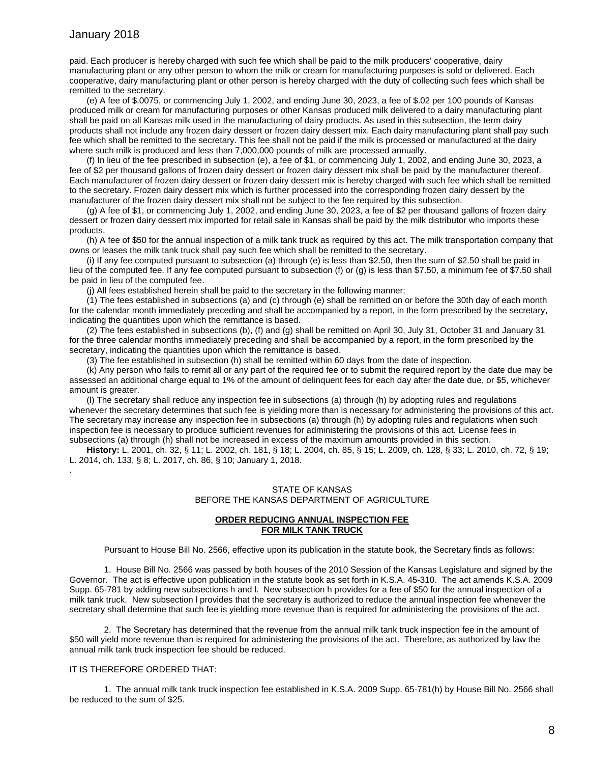paid. Each producer is hereby charged with such fee which shall be paid to the milk producers' cooperative, dairy manufacturing plant or any other person to whom the milk or cream for manufacturing purposes is sold or delivered. Each cooperative, dairy manufacturing plant or other person is hereby charged with the duty of collecting such fees which shall be remitted to the secretary.

(e) A fee of $.0075, or commencing July 1, 2002, and ending June 30, 2023, a fee of $.02 per 100 pounds of Kansas produced milk or cream for manufacturing purposes or other Kansas produced milk delivered to a dairy manufacturing plant shall be paid on all Kansas milk used in the manufacturing of dairy products. As used in this subsection, the term dairy products shall not include any frozen dairy dessert or frozen dairy dessert mix. Each dairy manufacturing plant shall pay such fee which shall be remitted to the secretary. This fee shall not be paid if the milk is processed or manufactured at the dairy where such milk is produced and less than 7,000,000 pounds of milk are processed annually.

(f) In lieu of the fee prescribed in subsection (e), a fee of $1, or commencing July 1, 2002, and ending June 30, 2023, a fee of $2 per thousand gallons of frozen dairy dessert or frozen dairy dessert mix shall be paid by the manufacturer thereof. Each manufacturer of frozen dairy dessert or frozen dairy dessert mix is hereby charged with such fee which shall be remitted to the secretary. Frozen dairy dessert mix which is further processed into the corresponding frozen dairy dessert by the manufacturer of the frozen dairy dessert mix shall not be subject to the fee required by this subsection.

(g) A fee of $1, or commencing July 1, 2002, and ending June 30, 2023, a fee of $2 per thousand gallons of frozen dairy dessert or frozen dairy dessert mix imported for retail sale in Kansas shall be paid by the milk distributor who imports these products.

(h) A fee of $50 for the annual inspection of a milk tank truck as required by this act. The milk transportation company that owns or leases the milk tank truck shall pay such fee which shall be remitted to the secretary.

(i) If any fee computed pursuant to subsection (a) through (e) is less than $2.50, then the sum of $2.50 shall be paid in lieu of the computed fee. If any fee computed pursuant to subsection (f) or (g) is less than $7.50, a minimum fee of $7.50 shall be paid in lieu of the computed fee.

(j) All fees established herein shall be paid to the secretary in the following manner:

(1) The fees established in subsections (a) and (c) through (e) shall be remitted on or before the 30th day of each month for the calendar month immediately preceding and shall be accompanied by a report, in the form prescribed by the secretary, indicating the quantities upon which the remittance is based.

(2) The fees established in subsections (b), (f) and (g) shall be remitted on April 30, July 31, October 31 and January 31 for the three calendar months immediately preceding and shall be accompanied by a report, in the form prescribed by the secretary, indicating the quantities upon which the remittance is based.

(3) The fee established in subsection (h) shall be remitted within 60 days from the date of inspection.

(k) Any person who fails to remit all or any part of the required fee or to submit the required report by the date due may be assessed an additional charge equal to 1% of the amount of delinquent fees for each day after the date due, or $5, whichever amount is greater.

(l) The secretary shall reduce any inspection fee in subsections (a) through (h) by adopting rules and regulations whenever the secretary determines that such fee is yielding more than is necessary for administering the provisions of this act. The secretary may increase any inspection fee in subsections (a) through (h) by adopting rules and regulations when such inspection fee is necessary to produce sufficient revenues for administering the provisions of this act. License fees in subsections (a) through (h) shall not be increased in excess of the maximum amounts provided in this section.

**History:** L. 2001, ch. 32, § 11; L. 2002, ch. 181, § 18; L. 2004, ch. 85, § 15; L. 2009, ch. 128, § 33; L. 2010, ch. 72, § 19; L. 2014, ch. 133, § 8; L. 2017, ch. 86, § 10; January 1, 2018.

.

STATE OF KANSAS
BEFORE THE KANSAS DEPARTMENT OF AGRICULTURE

**ORDER REDUCING ANNUAL INSPECTION FEE FOR MILK TANK TRUCK**

Pursuant to House Bill No. 2566, effective upon its publication in the statute book, the Secretary finds as follows:

1. House Bill No. 2566 was passed by both houses of the 2010 Session of the Kansas Legislature and signed by the Governor. The act is effective upon publication in the statute book as set forth in K.S.A. 45-310. The act amends K.S.A. 2009 Supp. 65-781 by adding new subsections h and l. New subsection h provides for a fee of $50 for the annual inspection of a milk tank truck. New subsection l provides that the secretary is authorized to reduce the annual inspection fee whenever the secretary shall determine that such fee is yielding more revenue than is required for administering the provisions of the act.

2. The Secretary has determined that the revenue from the annual milk tank truck inspection fee in the amount of $50 will yield more revenue than is required for administering the provisions of the act. Therefore, as authorized by law the annual milk tank truck inspection fee should be reduced.

IT IS THEREFORE ORDERED THAT:

1. The annual milk tank truck inspection fee established in K.S.A. 2009 Supp. 65-781(h) by House Bill No. 2566 shall be reduced to the sum of $25.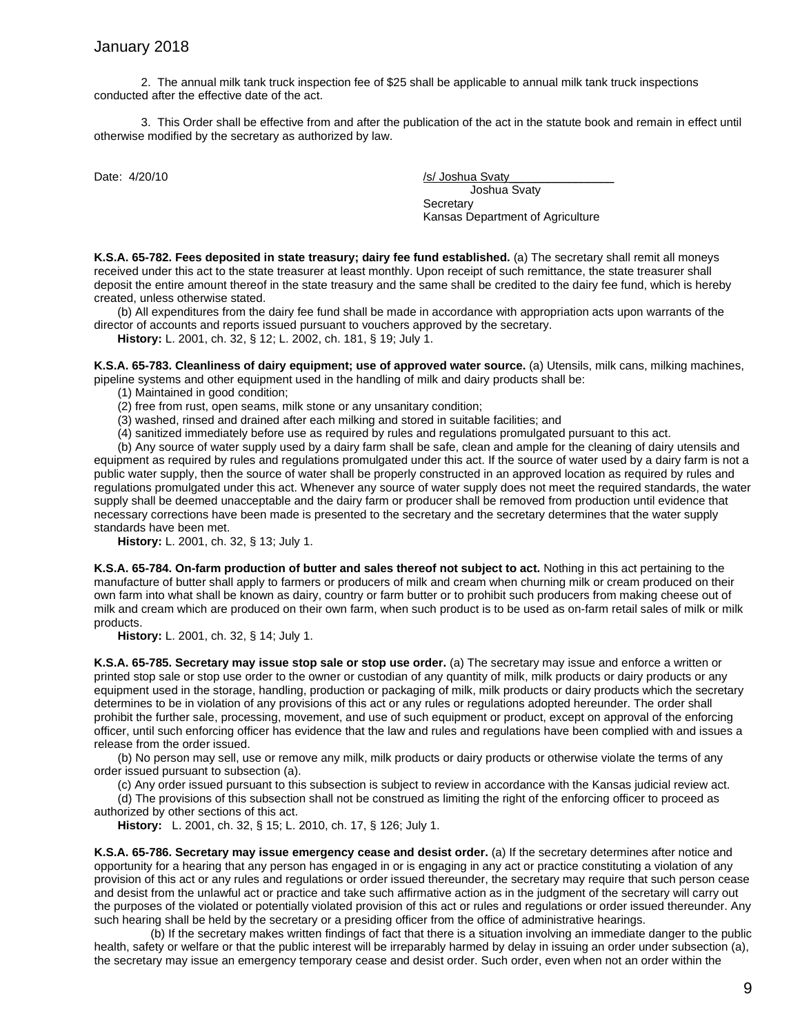2. The annual milk tank truck inspection fee of $25 shall be applicable to annual milk tank truck inspections conducted after the effective date of the act.

3. This Order shall be effective from and after the publication of the act in the statute book and remain in effect until otherwise modified by the secretary as authorized by law.

Date: 4/20/10

/s/ Joshua Svaty
Joshua Svaty
Secretary
Kansas Department of Agriculture

**K.S.A. 65-782. Fees deposited in state treasury; dairy fee fund established.** (a) The secretary shall remit all moneys received under this act to the state treasurer at least monthly. Upon receipt of such remittance, the state treasurer shall deposit the entire amount thereof in the state treasury and the same shall be credited to the dairy fee fund, which is hereby created, unless otherwise stated.

(b) All expenditures from the dairy fee fund shall be made in accordance with appropriation acts upon warrants of the director of accounts and reports issued pursuant to vouchers approved by the secretary.

**History:** L. 2001, ch. 32, § 12; L. 2002, ch. 181, § 19; July 1.

**K.S.A. 65-783. Cleanliness of dairy equipment; use of approved water source.** (a) Utensils, milk cans, milking machines, pipeline systems and other equipment used in the handling of milk and dairy products shall be:

(1) Maintained in good condition;

(2) free from rust, open seams, milk stone or any unsanitary condition;

(3) washed, rinsed and drained after each milking and stored in suitable facilities; and

(4) sanitized immediately before use as required by rules and regulations promulgated pursuant to this act.

(b) Any source of water supply used by a dairy farm shall be safe, clean and ample for the cleaning of dairy utensils and equipment as required by rules and regulations promulgated under this act. If the source of water used by a dairy farm is not a public water supply, then the source of water shall be properly constructed in an approved location as required by rules and regulations promulgated under this act. Whenever any source of water supply does not meet the required standards, the water supply shall be deemed unacceptable and the dairy farm or producer shall be removed from production until evidence that necessary corrections have been made is presented to the secretary and the secretary determines that the water supply standards have been met.

**History:** L. 2001, ch. 32, § 13; July 1.

**K.S.A. 65-784. On-farm production of butter and sales thereof not subject to act.** Nothing in this act pertaining to the manufacture of butter shall apply to farmers or producers of milk and cream when churning milk or cream produced on their own farm into what shall be known as dairy, country or farm butter or to prohibit such producers from making cheese out of milk and cream which are produced on their own farm, when such product is to be used as on-farm retail sales of milk or milk products.

**History:** L. 2001, ch. 32, § 14; July 1.

**K.S.A. 65-785. Secretary may issue stop sale or stop use order.** (a) The secretary may issue and enforce a written or printed stop sale or stop use order to the owner or custodian of any quantity of milk, milk products or dairy products or any equipment used in the storage, handling, production or packaging of milk, milk products or dairy products which the secretary determines to be in violation of any provisions of this act or any rules or regulations adopted hereunder. The order shall prohibit the further sale, processing, movement, and use of such equipment or product, except on approval of the enforcing officer, until such enforcing officer has evidence that the law and rules and regulations have been complied with and issues a release from the order issued.

(b) No person may sell, use or remove any milk, milk products or dairy products or otherwise violate the terms of any order issued pursuant to subsection (a).

(c) Any order issued pursuant to this subsection is subject to review in accordance with the Kansas judicial review act.

(d) The provisions of this subsection shall not be construed as limiting the right of the enforcing officer to proceed as authorized by other sections of this act.

**History:** L. 2001, ch. 32, § 15; L. 2010, ch. 17, § 126; July 1.

**K.S.A. 65-786. Secretary may issue emergency cease and desist order.** (a) If the secretary determines after notice and opportunity for a hearing that any person has engaged in or is engaging in any act or practice constituting a violation of any provision of this act or any rules and regulations or order issued thereunder, the secretary may require that such person cease and desist from the unlawful act or practice and take such affirmative action as in the judgment of the secretary will carry out the purposes of the violated or potentially violated provision of this act or rules and regulations or order issued thereunder. Any such hearing shall be held by the secretary or a presiding officer from the office of administrative hearings.

(b) If the secretary makes written findings of fact that there is a situation involving an immediate danger to the public health, safety or welfare or that the public interest will be irreparably harmed by delay in issuing an order under subsection (a), the secretary may issue an emergency temporary cease and desist order. Such order, even when not an order within the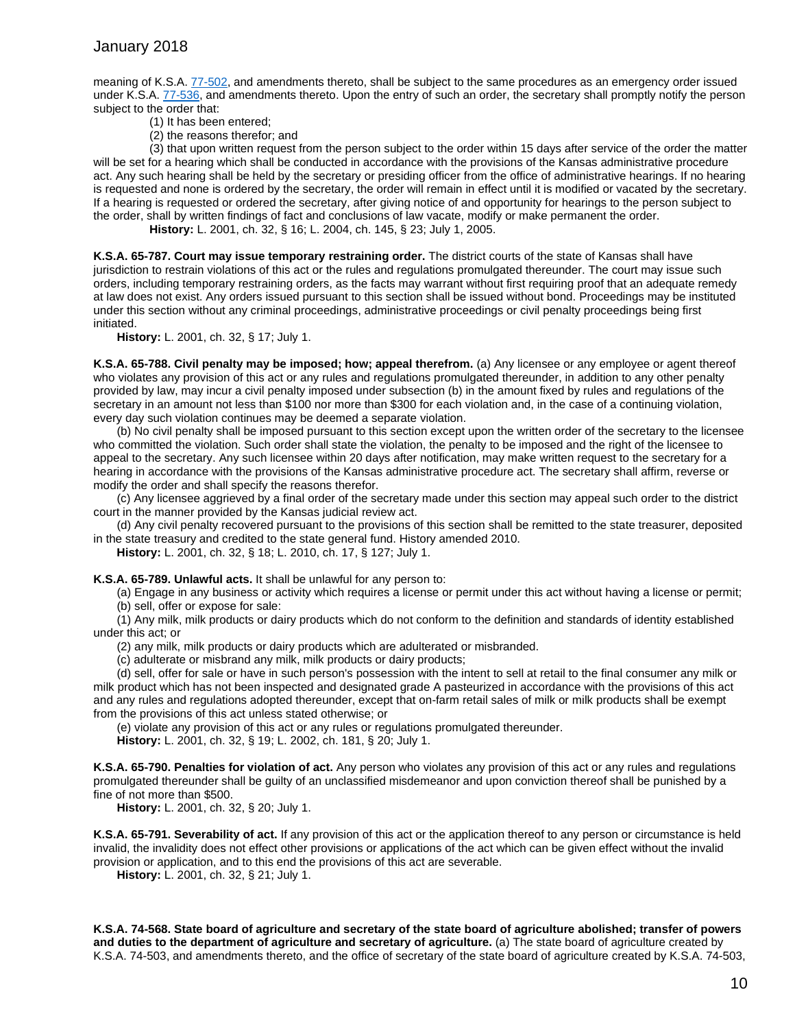meaning of K.S.A. 77-502, and amendments thereto, shall be subject to the same procedures as an emergency order issued under K.S.A. 77-536, and amendments thereto. Upon the entry of such an order, the secretary shall promptly notify the person subject to the order that:

(1) It has been entered;

(2) the reasons therefor; and

(3) that upon written request from the person subject to the order within 15 days after service of the order the matter will be set for a hearing which shall be conducted in accordance with the provisions of the Kansas administrative procedure act. Any such hearing shall be held by the secretary or presiding officer from the office of administrative hearings. If no hearing is requested and none is ordered by the secretary, the order will remain in effect until it is modified or vacated by the secretary. If a hearing is requested or ordered the secretary, after giving notice of and opportunity for hearings to the person subject to the order, shall by written findings of fact and conclusions of law vacate, modify or make permanent the order.

**History:** L. 2001, ch. 32, § 16; L. 2004, ch. 145, § 23; July 1, 2005.

**K.S.A. 65-787. Court may issue temporary restraining order.** The district courts of the state of Kansas shall have jurisdiction to restrain violations of this act or the rules and regulations promulgated thereunder. The court may issue such orders, including temporary restraining orders, as the facts may warrant without first requiring proof that an adequate remedy at law does not exist. Any orders issued pursuant to this section shall be issued without bond. Proceedings may be instituted under this section without any criminal proceedings, administrative proceedings or civil penalty proceedings being first initiated.

**History:** L. 2001, ch. 32, § 17; July 1.

**K.S.A. 65-788. Civil penalty may be imposed; how; appeal therefrom.** (a) Any licensee or any employee or agent thereof who violates any provision of this act or any rules and regulations promulgated thereunder, in addition to any other penalty provided by law, may incur a civil penalty imposed under subsection (b) in the amount fixed by rules and regulations of the secretary in an amount not less than $100 nor more than $300 for each violation and, in the case of a continuing violation, every day such violation continues may be deemed a separate violation.

(b) No civil penalty shall be imposed pursuant to this section except upon the written order of the secretary to the licensee who committed the violation. Such order shall state the violation, the penalty to be imposed and the right of the licensee to appeal to the secretary. Any such licensee within 20 days after notification, may make written request to the secretary for a hearing in accordance with the provisions of the Kansas administrative procedure act. The secretary shall affirm, reverse or modify the order and shall specify the reasons therefor.

(c) Any licensee aggrieved by a final order of the secretary made under this section may appeal such order to the district court in the manner provided by the Kansas judicial review act.

(d) Any civil penalty recovered pursuant to the provisions of this section shall be remitted to the state treasurer, deposited in the state treasury and credited to the state general fund. History amended 2010.

**History:** L. 2001, ch. 32, § 18; L. 2010, ch. 17, § 127; July 1.

**K.S.A. 65-789. Unlawful acts.** It shall be unlawful for any person to:

(a) Engage in any business or activity which requires a license or permit under this act without having a license or permit;

(b) sell, offer or expose for sale:

(1) Any milk, milk products or dairy products which do not conform to the definition and standards of identity established under this act; or

(2) any milk, milk products or dairy products which are adulterated or misbranded.

(c) adulterate or misbrand any milk, milk products or dairy products;

(d) sell, offer for sale or have in such person's possession with the intent to sell at retail to the final consumer any milk or milk product which has not been inspected and designated grade A pasteurized in accordance with the provisions of this act and any rules and regulations adopted thereunder, except that on-farm retail sales of milk or milk products shall be exempt from the provisions of this act unless stated otherwise; or

(e) violate any provision of this act or any rules or regulations promulgated thereunder.

**History:** L. 2001, ch. 32, § 19; L. 2002, ch. 181, § 20; July 1.

**K.S.A. 65-790. Penalties for violation of act.** Any person who violates any provision of this act or any rules and regulations promulgated thereunder shall be guilty of an unclassified misdemeanor and upon conviction thereof shall be punished by a fine of not more than $500.

**History:** L. 2001, ch. 32, § 20; July 1.

**K.S.A. 65-791. Severability of act.** If any provision of this act or the application thereof to any person or circumstance is held invalid, the invalidity does not effect other provisions or applications of the act which can be given effect without the invalid provision or application, and to this end the provisions of this act are severable.

**History:** L. 2001, ch. 32, § 21; July 1.

**K.S.A. 74-568. State board of agriculture and secretary of the state board of agriculture abolished; transfer of powers and duties to the department of agriculture and secretary of agriculture.** (a) The state board of agriculture created by K.S.A. 74-503, and amendments thereto, and the office of secretary of the state board of agriculture created by K.S.A. 74-503,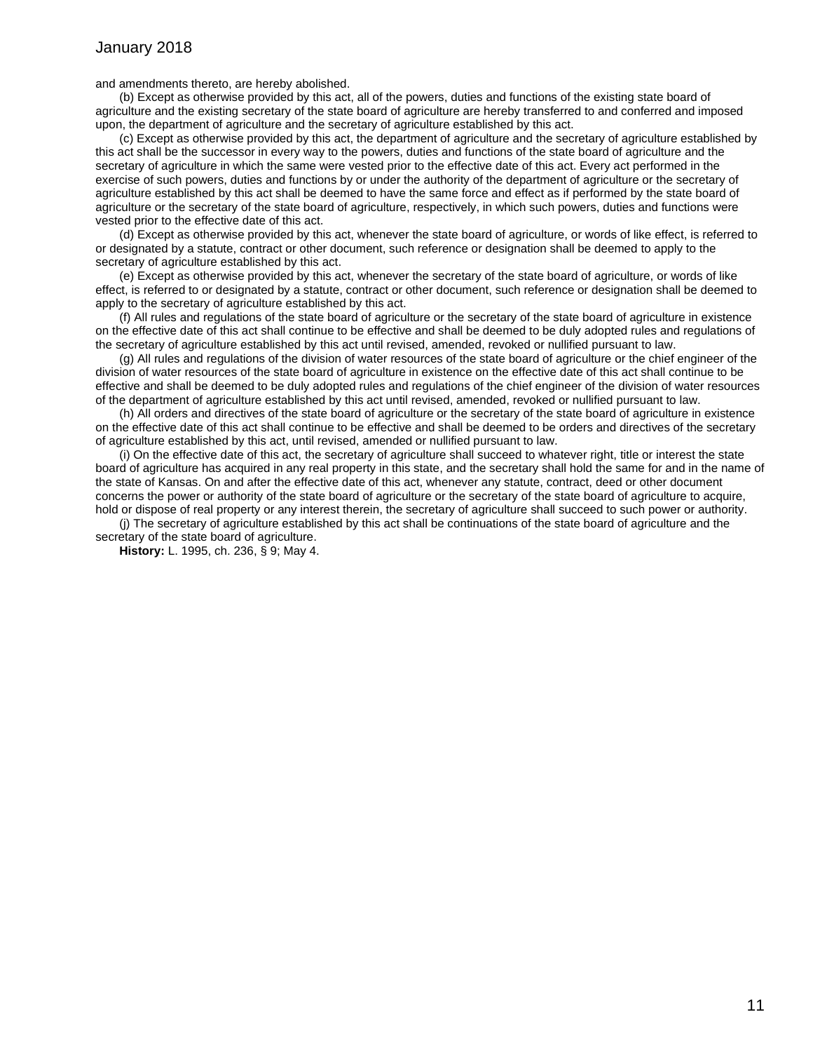and amendments thereto, are hereby abolished.

(b) Except as otherwise provided by this act, all of the powers, duties and functions of the existing state board of agriculture and the existing secretary of the state board of agriculture are hereby transferred to and conferred and imposed upon, the department of agriculture and the secretary of agriculture established by this act.

(c) Except as otherwise provided by this act, the department of agriculture and the secretary of agriculture established by this act shall be the successor in every way to the powers, duties and functions of the state board of agriculture and the secretary of agriculture in which the same were vested prior to the effective date of this act. Every act performed in the exercise of such powers, duties and functions by or under the authority of the department of agriculture or the secretary of agriculture established by this act shall be deemed to have the same force and effect as if performed by the state board of agriculture or the secretary of the state board of agriculture, respectively, in which such powers, duties and functions were vested prior to the effective date of this act.

(d) Except as otherwise provided by this act, whenever the state board of agriculture, or words of like effect, is referred to or designated by a statute, contract or other document, such reference or designation shall be deemed to apply to the secretary of agriculture established by this act.

(e) Except as otherwise provided by this act, whenever the secretary of the state board of agriculture, or words of like effect, is referred to or designated by a statute, contract or other document, such reference or designation shall be deemed to apply to the secretary of agriculture established by this act.

(f) All rules and regulations of the state board of agriculture or the secretary of the state board of agriculture in existence on the effective date of this act shall continue to be effective and shall be deemed to be duly adopted rules and regulations of the secretary of agriculture established by this act until revised, amended, revoked or nullified pursuant to law.

(g) All rules and regulations of the division of water resources of the state board of agriculture or the chief engineer of the division of water resources of the state board of agriculture in existence on the effective date of this act shall continue to be effective and shall be deemed to be duly adopted rules and regulations of the chief engineer of the division of water resources of the department of agriculture established by this act until revised, amended, revoked or nullified pursuant to law.

(h) All orders and directives of the state board of agriculture or the secretary of the state board of agriculture in existence on the effective date of this act shall continue to be effective and shall be deemed to be orders and directives of the secretary of agriculture established by this act, until revised, amended or nullified pursuant to law.

(i) On the effective date of this act, the secretary of agriculture shall succeed to whatever right, title or interest the state board of agriculture has acquired in any real property in this state, and the secretary shall hold the same for and in the name of the state of Kansas. On and after the effective date of this act, whenever any statute, contract, deed or other document concerns the power or authority of the state board of agriculture or the secretary of the state board of agriculture to acquire, hold or dispose of real property or any interest therein, the secretary of agriculture shall succeed to such power or authority.

(j) The secretary of agriculture established by this act shall be continuations of the state board of agriculture and the secretary of the state board of agriculture.

**History:** L. 1995, ch. 236, § 9; May 4.